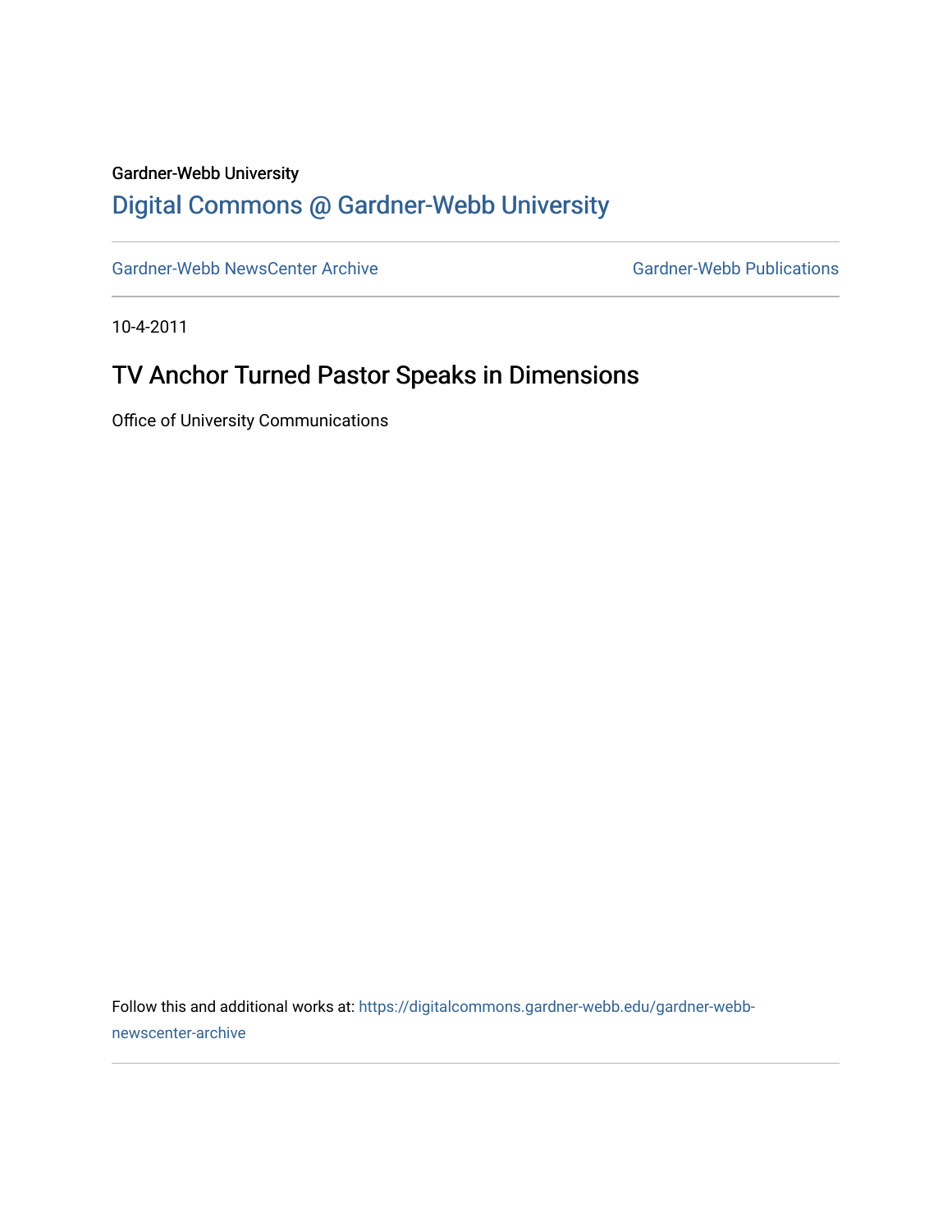Gardner-Webb University

## Digital Commons @ Gardner-Webb University

Gardner-Webb NewsCenter Archive | Gardner-Webb Publications

10-4-2011

# TV Anchor Turned Pastor Speaks in Dimensions

Office of University Communications

Follow this and additional works at: https://digitalcommons.gardner-webb.edu/gardner-webb-newscenter-archive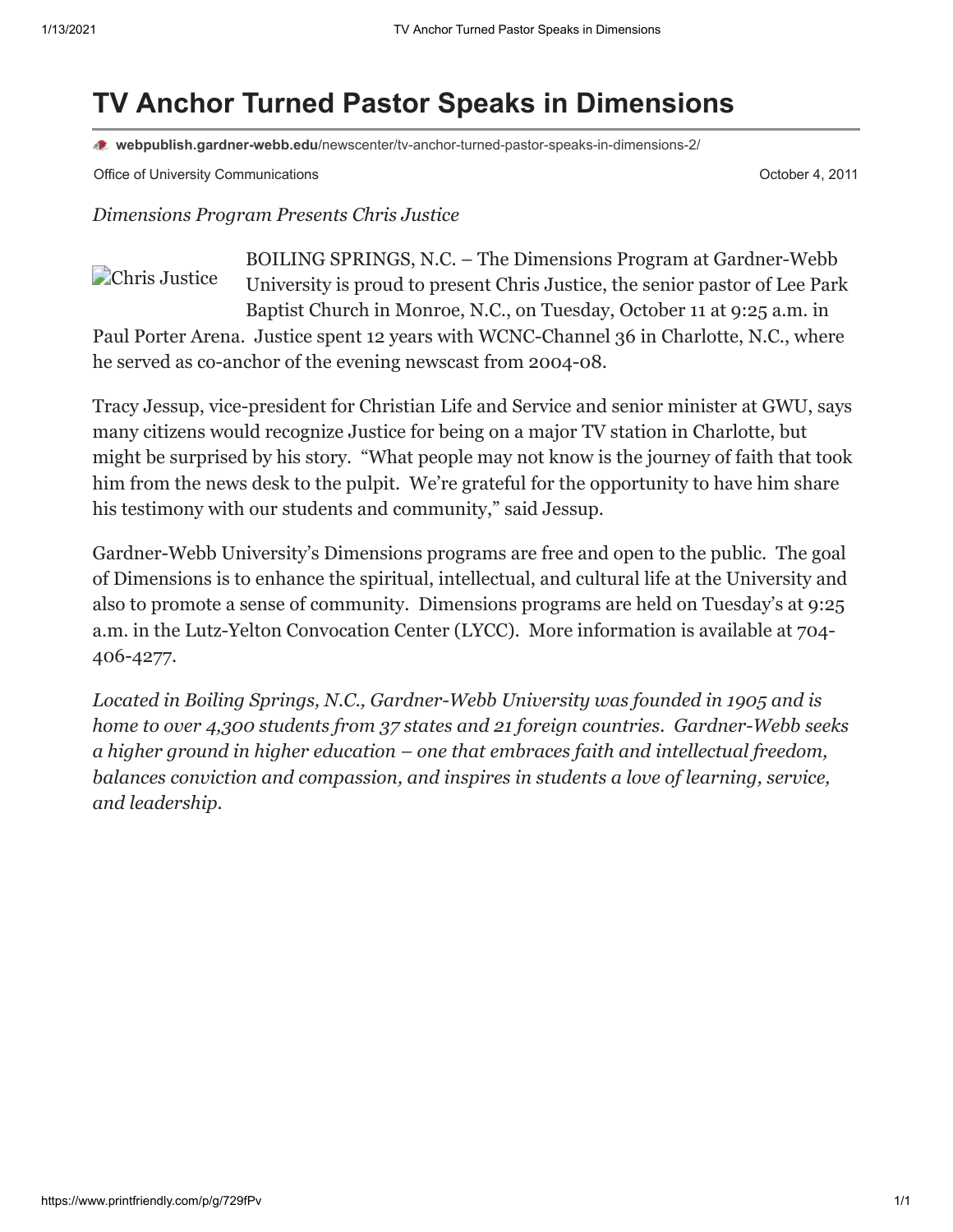# TV Anchor Turned Pastor Speaks in Dimensions

webpublish.gardner-webb.edu/newscenter/tv-anchor-turned-pastor-speaks-in-dimensions-2/

Office of University Communications October 4, 2011

*Dimensions Program Presents Chris Justice*

Chris Justice

BOILING SPRINGS, N.C. – The Dimensions Program at Gardner-Webb University is proud to present Chris Justice, the senior pastor of Lee Park Baptist Church in Monroe, N.C., on Tuesday, October 11 at 9:25 a.m. in Paul Porter Arena. Justice spent 12 years with WCNC-Channel 36 in Charlotte, N.C., where he served as co-anchor of the evening newscast from 2004-08.

Tracy Jessup, vice-president for Christian Life and Service and senior minister at GWU, says many citizens would recognize Justice for being on a major TV station in Charlotte, but might be surprised by his story. "What people may not know is the journey of faith that took him from the news desk to the pulpit. We're grateful for the opportunity to have him share his testimony with our students and community," said Jessup.

Gardner-Webb University's Dimensions programs are free and open to the public. The goal of Dimensions is to enhance the spiritual, intellectual, and cultural life at the University and also to promote a sense of community. Dimensions programs are held on Tuesday's at 9:25 a.m. in the Lutz-Yelton Convocation Center (LYCC). More information is available at 704-406-4277.

*Located in Boiling Springs, N.C., Gardner-Webb University was founded in 1905 and is home to over 4,300 students from 37 states and 21 foreign countries. Gardner-Webb seeks a higher ground in higher education – one that embraces faith and intellectual freedom, balances conviction and compassion, and inspires in students a love of learning, service, and leadership.*